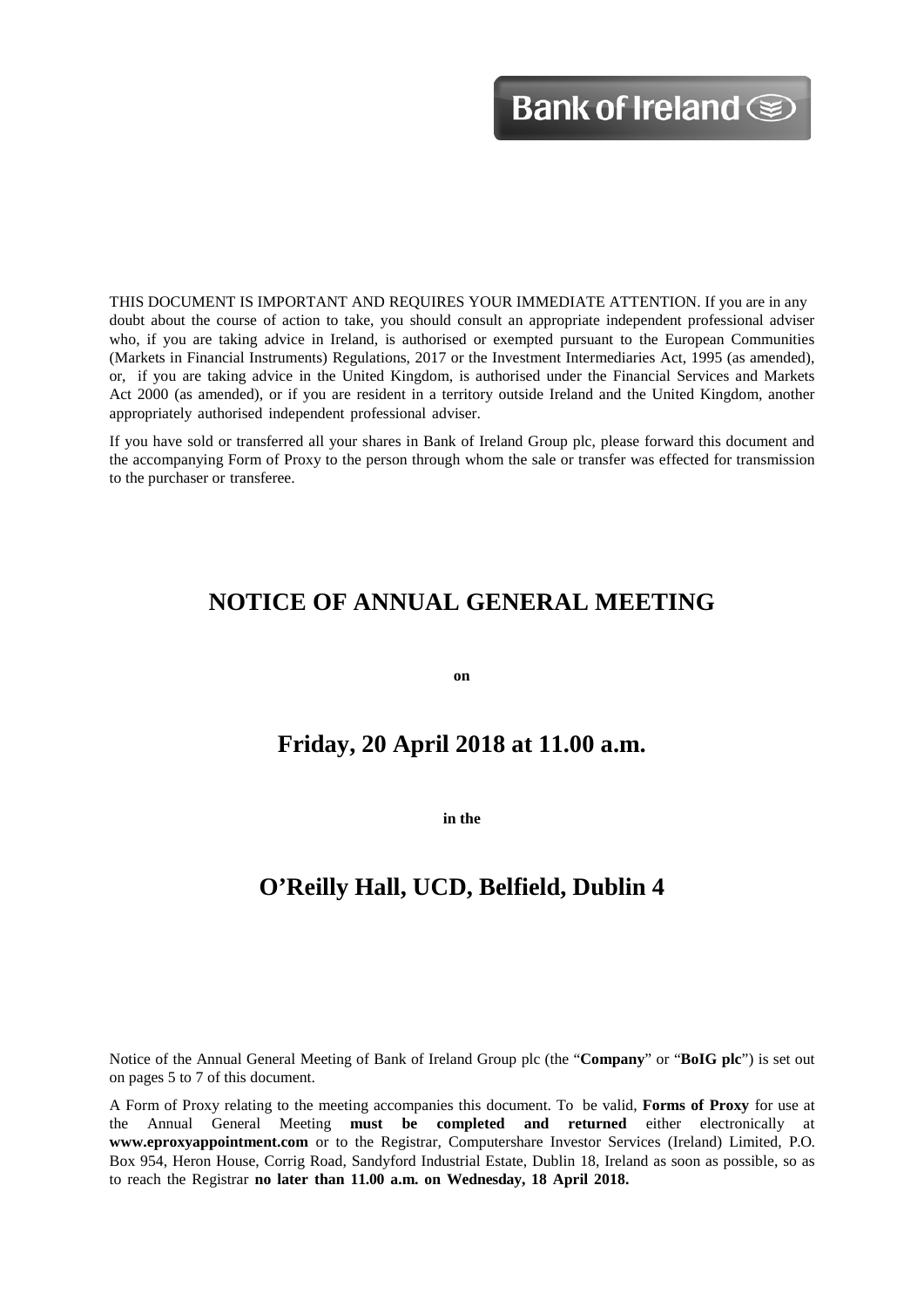Bank of Ireland

THIS DOCUMENT IS IMPORTANT AND REQUIRES YOUR IMMEDIATE ATTENTION. If you are in any doubt about the course of action to take, you should consult an appropriate independent professional adviser who, if you are taking advice in Ireland, is authorised or exempted pursuant to the European Communities (Markets in Financial Instruments) Regulations, 2017 or the Investment Intermediaries Act, 1995 (as amended), or, if you are taking advice in the United Kingdom, is authorised under the Financial Services and Markets Act 2000 (as amended), or if you are resident in a territory outside Ireland and the United Kingdom, another appropriately authorised independent professional adviser.

If you have sold or transferred all your shares in Bank of Ireland Group plc, please forward this document and the accompanying Form of Proxy to the person through whom the sale or transfer was effected for transmission to the purchaser or transferee.

# NOTICE OF ANNUAL GENERAL MEETING

**on**

## Friday, 20 April 2018 at 11.00 a.m.

**in the**

## O'Reilly Hall, UCD, Belfield, Dublin 4

Notice of the Annual General Meeting of Bank of Ireland Group plc (the "**Company**" or "**BoIG plc**") is set out on pages 5 to 7 of this document.

A Form of Proxy relating to the meeting accompanies this document. To be valid, **Forms of Proxy** for use at the Annual General Meeting **must be completed and returned** either electronically at **www.eproxyappointment.com** or to the Registrar, Computershare Investor Services (Ireland) Limited, P.O. Box 954, Heron House, Corrig Road, Sandyford Industrial Estate, Dublin 18, Ireland as soon as possible, so as to reach the Registrar **no later than 11.00 a.m. on Wednesday, 18 April 2018.**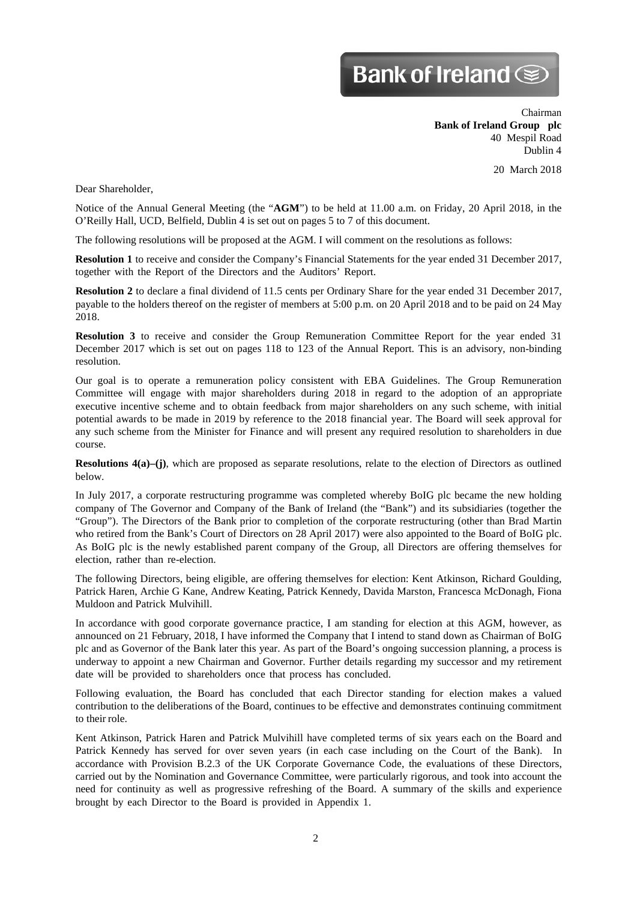Bank of Ireland

Chairman
**Bank of Ireland Group plc**
40 Mespil Road
Dublin 4

20 March 2018

Dear Shareholder,

Notice of the Annual General Meeting (the "**AGM**") to be held at 11.00 a.m. on Friday, 20 April 2018, in the O'Reilly Hall, UCD, Belfield, Dublin 4 is set out on pages 5 to 7 of this document.

The following resolutions will be proposed at the AGM. I will comment on the resolutions as follows:

**Resolution 1** to receive and consider the Company's Financial Statements for the year ended 31 December 2017, together with the Report of the Directors and the Auditors' Report.

**Resolution 2** to declare a final dividend of 11.5 cents per Ordinary Share for the year ended 31 December 2017, payable to the holders thereof on the register of members at 5:00 p.m. on 20 April 2018 and to be paid on 24 May 2018.

**Resolution 3** to receive and consider the Group Remuneration Committee Report for the year ended 31 December 2017 which is set out on pages 118 to 123 of the Annual Report. This is an advisory, non-binding resolution.

Our goal is to operate a remuneration policy consistent with EBA Guidelines. The Group Remuneration Committee will engage with major shareholders during 2018 in regard to the adoption of an appropriate executive incentive scheme and to obtain feedback from major shareholders on any such scheme, with initial potential awards to be made in 2019 by reference to the 2018 financial year. The Board will seek approval for any such scheme from the Minister for Finance and will present any required resolution to shareholders in due course.

**Resolutions 4(a)–(j)**, which are proposed as separate resolutions, relate to the election of Directors as outlined below.

In July 2017, a corporate restructuring programme was completed whereby BoIG plc became the new holding company of The Governor and Company of the Bank of Ireland (the "Bank") and its subsidiaries (together the "Group"). The Directors of the Bank prior to completion of the corporate restructuring (other than Brad Martin who retired from the Bank's Court of Directors on 28 April 2017) were also appointed to the Board of BoIG plc. As BoIG plc is the newly established parent company of the Group, all Directors are offering themselves for election, rather than re-election.

The following Directors, being eligible, are offering themselves for election: Kent Atkinson, Richard Goulding, Patrick Haren, Archie G Kane, Andrew Keating, Patrick Kennedy, Davida Marston, Francesca McDonagh, Fiona Muldoon and Patrick Mulvihill.

In accordance with good corporate governance practice, I am standing for election at this AGM, however, as announced on 21 February, 2018, I have informed the Company that I intend to stand down as Chairman of BoIG plc and as Governor of the Bank later this year. As part of the Board's ongoing succession planning, a process is underway to appoint a new Chairman and Governor. Further details regarding my successor and my retirement date will be provided to shareholders once that process has concluded.

Following evaluation, the Board has concluded that each Director standing for election makes a valued contribution to the deliberations of the Board, continues to be effective and demonstrates continuing commitment to their role.

Kent Atkinson, Patrick Haren and Patrick Mulvihill have completed terms of six years each on the Board and Patrick Kennedy has served for over seven years (in each case including on the Court of the Bank). In accordance with Provision B.2.3 of the UK Corporate Governance Code, the evaluations of these Directors, carried out by the Nomination and Governance Committee, were particularly rigorous, and took into account the need for continuity as well as progressive refreshing of the Board. A summary of the skills and experience brought by each Director to the Board is provided in Appendix 1.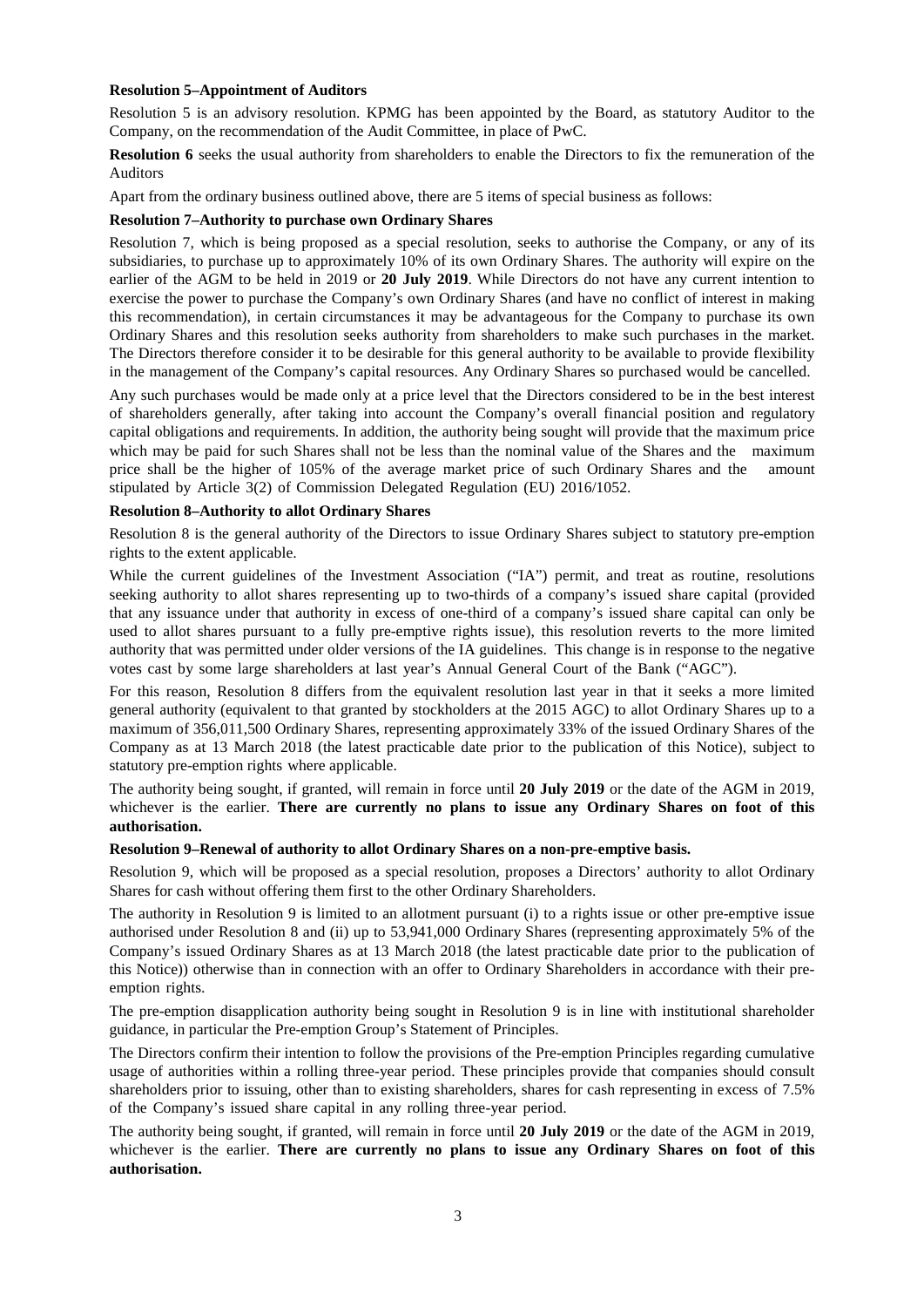**Resolution 5–Appointment of Auditors**

Resolution 5 is an advisory resolution. KPMG has been appointed by the Board, as statutory Auditor to the Company, on the recommendation of the Audit Committee, in place of PwC.

**Resolution 6** seeks the usual authority from shareholders to enable the Directors to fix the remuneration of the Auditors

Apart from the ordinary business outlined above, there are 5 items of special business as follows:

**Resolution 7–Authority to purchase own Ordinary Shares**

Resolution 7, which is being proposed as a special resolution, seeks to authorise the Company, or any of its subsidiaries, to purchase up to approximately 10% of its own Ordinary Shares. The authority will expire on the earlier of the AGM to be held in 2019 or **20 July 2019**. While Directors do not have any current intention to exercise the power to purchase the Company's own Ordinary Shares (and have no conflict of interest in making this recommendation), in certain circumstances it may be advantageous for the Company to purchase its own Ordinary Shares and this resolution seeks authority from shareholders to make such purchases in the market. The Directors therefore consider it to be desirable for this general authority to be available to provide flexibility in the management of the Company's capital resources. Any Ordinary Shares so purchased would be cancelled.

Any such purchases would be made only at a price level that the Directors considered to be in the best interest of shareholders generally, after taking into account the Company's overall financial position and regulatory capital obligations and requirements. In addition, the authority being sought will provide that the maximum price which may be paid for such Shares shall not be less than the nominal value of the Shares and the maximum price shall be the higher of 105% of the average market price of such Ordinary Shares and the amount stipulated by Article 3(2) of Commission Delegated Regulation (EU) 2016/1052.

**Resolution 8–Authority to allot Ordinary Shares**

Resolution 8 is the general authority of the Directors to issue Ordinary Shares subject to statutory pre-emption rights to the extent applicable.

While the current guidelines of the Investment Association ("IA") permit, and treat as routine, resolutions seeking authority to allot shares representing up to two-thirds of a company's issued share capital (provided that any issuance under that authority in excess of one-third of a company's issued share capital can only be used to allot shares pursuant to a fully pre-emptive rights issue), this resolution reverts to the more limited authority that was permitted under older versions of the IA guidelines. This change is in response to the negative votes cast by some large shareholders at last year's Annual General Court of the Bank ("AGC").

For this reason, Resolution 8 differs from the equivalent resolution last year in that it seeks a more limited general authority (equivalent to that granted by stockholders at the 2015 AGC) to allot Ordinary Shares up to a maximum of 356,011,500 Ordinary Shares, representing approximately 33% of the issued Ordinary Shares of the Company as at 13 March 2018 (the latest practicable date prior to the publication of this Notice), subject to statutory pre-emption rights where applicable.

The authority being sought, if granted, will remain in force until **20 July 2019** or the date of the AGM in 2019, whichever is the earlier. **There are currently no plans to issue any Ordinary Shares on foot of this authorisation.**

**Resolution 9–Renewal of authority to allot Ordinary Shares on a non-pre-emptive basis.**

Resolution 9, which will be proposed as a special resolution, proposes a Directors' authority to allot Ordinary Shares for cash without offering them first to the other Ordinary Shareholders.

The authority in Resolution 9 is limited to an allotment pursuant (i) to a rights issue or other pre-emptive issue authorised under Resolution 8 and (ii) up to 53,941,000 Ordinary Shares (representing approximately 5% of the Company's issued Ordinary Shares as at 13 March 2018 (the latest practicable date prior to the publication of this Notice)) otherwise than in connection with an offer to Ordinary Shareholders in accordance with their pre-emption rights.

The pre-emption disapplication authority being sought in Resolution 9 is in line with institutional shareholder guidance, in particular the Pre-emption Group's Statement of Principles.

The Directors confirm their intention to follow the provisions of the Pre-emption Principles regarding cumulative usage of authorities within a rolling three-year period. These principles provide that companies should consult shareholders prior to issuing, other than to existing shareholders, shares for cash representing in excess of 7.5% of the Company's issued share capital in any rolling three-year period.

The authority being sought, if granted, will remain in force until **20 July 2019** or the date of the AGM in 2019, whichever is the earlier. **There are currently no plans to issue any Ordinary Shares on foot of this authorisation.**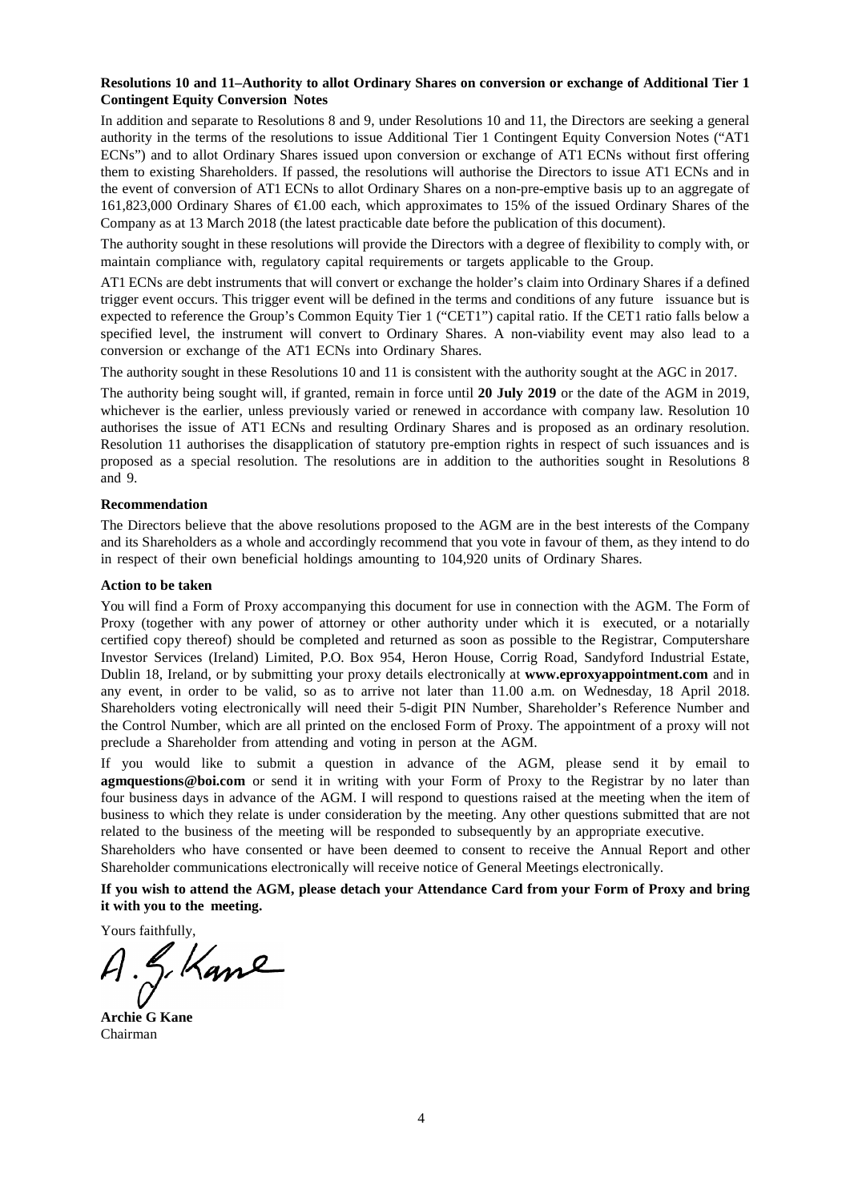**Resolutions 10 and 11–Authority to allot Ordinary Shares on conversion or exchange of Additional Tier 1 Contingent Equity Conversion Notes**

In addition and separate to Resolutions 8 and 9, under Resolutions 10 and 11, the Directors are seeking a general authority in the terms of the resolutions to issue Additional Tier 1 Contingent Equity Conversion Notes ("AT1 ECNs") and to allot Ordinary Shares issued upon conversion or exchange of AT1 ECNs without first offering them to existing Shareholders. If passed, the resolutions will authorise the Directors to issue AT1 ECNs and in the event of conversion of AT1 ECNs to allot Ordinary Shares on a non-pre-emptive basis up to an aggregate of 161,823,000 Ordinary Shares of €1.00 each, which approximates to 15% of the issued Ordinary Shares of the Company as at 13 March 2018 (the latest practicable date before the publication of this document).

The authority sought in these resolutions will provide the Directors with a degree of flexibility to comply with, or maintain compliance with, regulatory capital requirements or targets applicable to the Group.

AT1 ECNs are debt instruments that will convert or exchange the holder's claim into Ordinary Shares if a defined trigger event occurs. This trigger event will be defined in the terms and conditions of any future issuance but is expected to reference the Group's Common Equity Tier 1 ("CET1") capital ratio. If the CET1 ratio falls below a specified level, the instrument will convert to Ordinary Shares. A non-viability event may also lead to a conversion or exchange of the AT1 ECNs into Ordinary Shares.

The authority sought in these Resolutions 10 and 11 is consistent with the authority sought at the AGC in 2017.

The authority being sought will, if granted, remain in force until **20 July 2019** or the date of the AGM in 2019, whichever is the earlier, unless previously varied or renewed in accordance with company law. Resolution 10 authorises the issue of AT1 ECNs and resulting Ordinary Shares and is proposed as an ordinary resolution. Resolution 11 authorises the disapplication of statutory pre-emption rights in respect of such issuances and is proposed as a special resolution. The resolutions are in addition to the authorities sought in Resolutions 8 and 9.

**Recommendation**

The Directors believe that the above resolutions proposed to the AGM are in the best interests of the Company and its Shareholders as a whole and accordingly recommend that you vote in favour of them, as they intend to do in respect of their own beneficial holdings amounting to 104,920 units of Ordinary Shares.

**Action to be taken**

You will find a Form of Proxy accompanying this document for use in connection with the AGM. The Form of Proxy (together with any power of attorney or other authority under which it is executed, or a notarially certified copy thereof) should be completed and returned as soon as possible to the Registrar, Computershare Investor Services (Ireland) Limited, P.O. Box 954, Heron House, Corrig Road, Sandyford Industrial Estate, Dublin 18, Ireland, or by submitting your proxy details electronically at **www.eproxyappointment.com** and in any event, in order to be valid, so as to arrive not later than 11.00 a.m. on Wednesday, 18 April 2018. Shareholders voting electronically will need their 5-digit PIN Number, Shareholder's Reference Number and the Control Number, which are all printed on the enclosed Form of Proxy. The appointment of a proxy will not preclude a Shareholder from attending and voting in person at the AGM.

If you would like to submit a question in advance of the AGM, please send it by email to **agmquestions@boi.com** or send it in writing with your Form of Proxy to the Registrar by no later than four business days in advance of the AGM. I will respond to questions raised at the meeting when the item of business to which they relate is under consideration by the meeting. Any other questions submitted that are not related to the business of the meeting will be responded to subsequently by an appropriate executive.

Shareholders who have consented or have been deemed to consent to receive the Annual Report and other Shareholder communications electronically will receive notice of General Meetings electronically.

**If you wish to attend the AGM, please detach your Attendance Card from your Form of Proxy and bring it with you to the meeting.**

Yours faithfully,

A. G. Kane

**Archie G Kane**
Chairman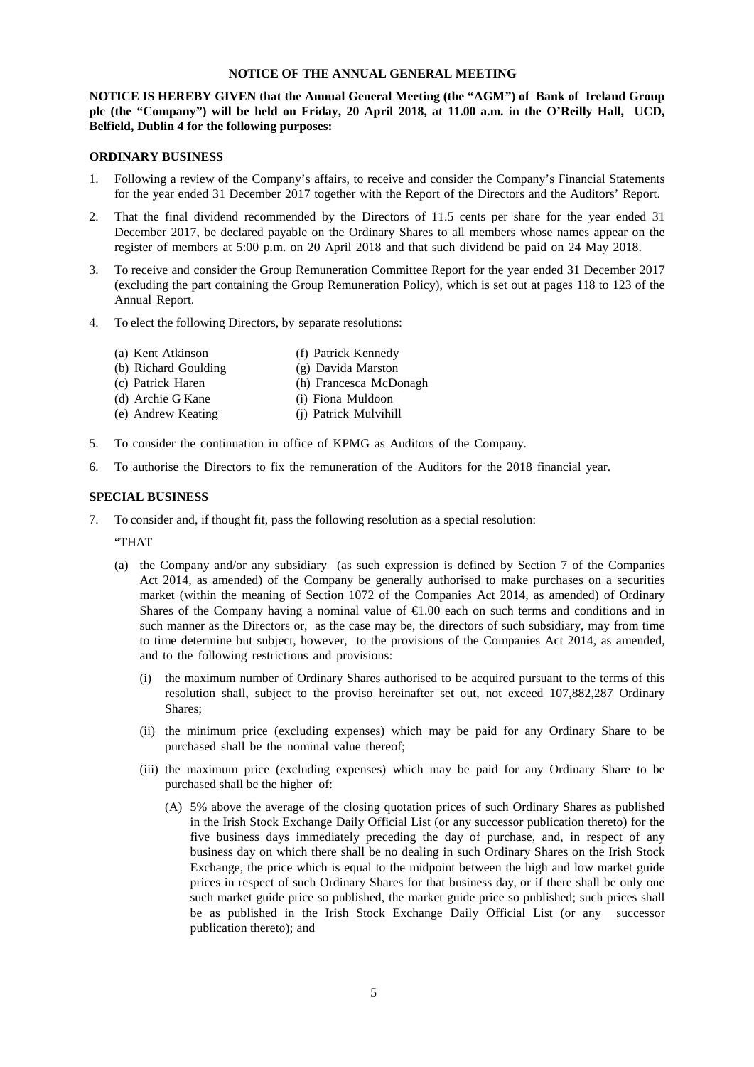# NOTICE OF THE ANNUAL GENERAL MEETING

**NOTICE IS HEREBY GIVEN that the Annual General Meeting (the "AGM") of Bank of Ireland Group plc (the "Company") will be held on Friday, 20 April 2018, at 11.00 a.m. in the O'Reilly Hall, UCD, Belfield, Dublin 4 for the following purposes:**

## ORDINARY BUSINESS

1. Following a review of the Company's affairs, to receive and consider the Company's Financial Statements for the year ended 31 December 2017 together with the Report of the Directors and the Auditors' Report.
2. That the final dividend recommended by the Directors of 11.5 cents per share for the year ended 31 December 2017, be declared payable on the Ordinary Shares to all members whose names appear on the register of members at 5:00 p.m. on 20 April 2018 and that such dividend be paid on 24 May 2018.
3. To receive and consider the Group Remuneration Committee Report for the year ended 31 December 2017 (excluding the part containing the Group Remuneration Policy), which is set out at pages 118 to 123 of the Annual Report.
4. To elect the following Directors, by separate resolutions:

   (a) Kent Atkinson
   (b) Richard Goulding
   (c) Patrick Haren
   (d) Archie G Kane
   (e) Andrew Keating
   (f) Patrick Kennedy
   (g) Davida Marston
   (h) Francesca McDonagh
   (i) Fiona Muldoon
   (j) Patrick Mulvihill

5. To consider the continuation in office of KPMG as Auditors of the Company.
6. To authorise the Directors to fix the remuneration of the Auditors for the 2018 financial year.

## SPECIAL BUSINESS

7. To consider and, if thought fit, pass the following resolution as a special resolution:

   "THAT

   (a) the Company and/or any subsidiary (as such expression is defined by Section 7 of the Companies Act 2014, as amended) of the Company be generally authorised to make purchases on a securities market (within the meaning of Section 1072 of the Companies Act 2014, as amended) of Ordinary Shares of the Company having a nominal value of €1.00 each on such terms and conditions and in such manner as the Directors or, as the case may be, the directors of such subsidiary, may from time to time determine but subject, however, to the provisions of the Companies Act 2014, as amended, and to the following restrictions and provisions:

      (i) the maximum number of Ordinary Shares authorised to be acquired pursuant to the terms of this resolution shall, subject to the proviso hereinafter set out, not exceed 107,882,287 Ordinary Shares;

      (ii) the minimum price (excluding expenses) which may be paid for any Ordinary Share to be purchased shall be the nominal value thereof;

      (iii) the maximum price (excluding expenses) which may be paid for any Ordinary Share to be purchased shall be the higher of:

         (A) 5% above the average of the closing quotation prices of such Ordinary Shares as published in the Irish Stock Exchange Daily Official List (or any successor publication thereto) for the five business days immediately preceding the day of purchase, and, in respect of any business day on which there shall be no dealing in such Ordinary Shares on the Irish Stock Exchange, the price which is equal to the midpoint between the high and low market guide prices in respect of such Ordinary Shares for that business day, or if there shall be only one such market guide price so published, the market guide price so published; such prices shall be as published in the Irish Stock Exchange Daily Official List (or any successor publication thereto); and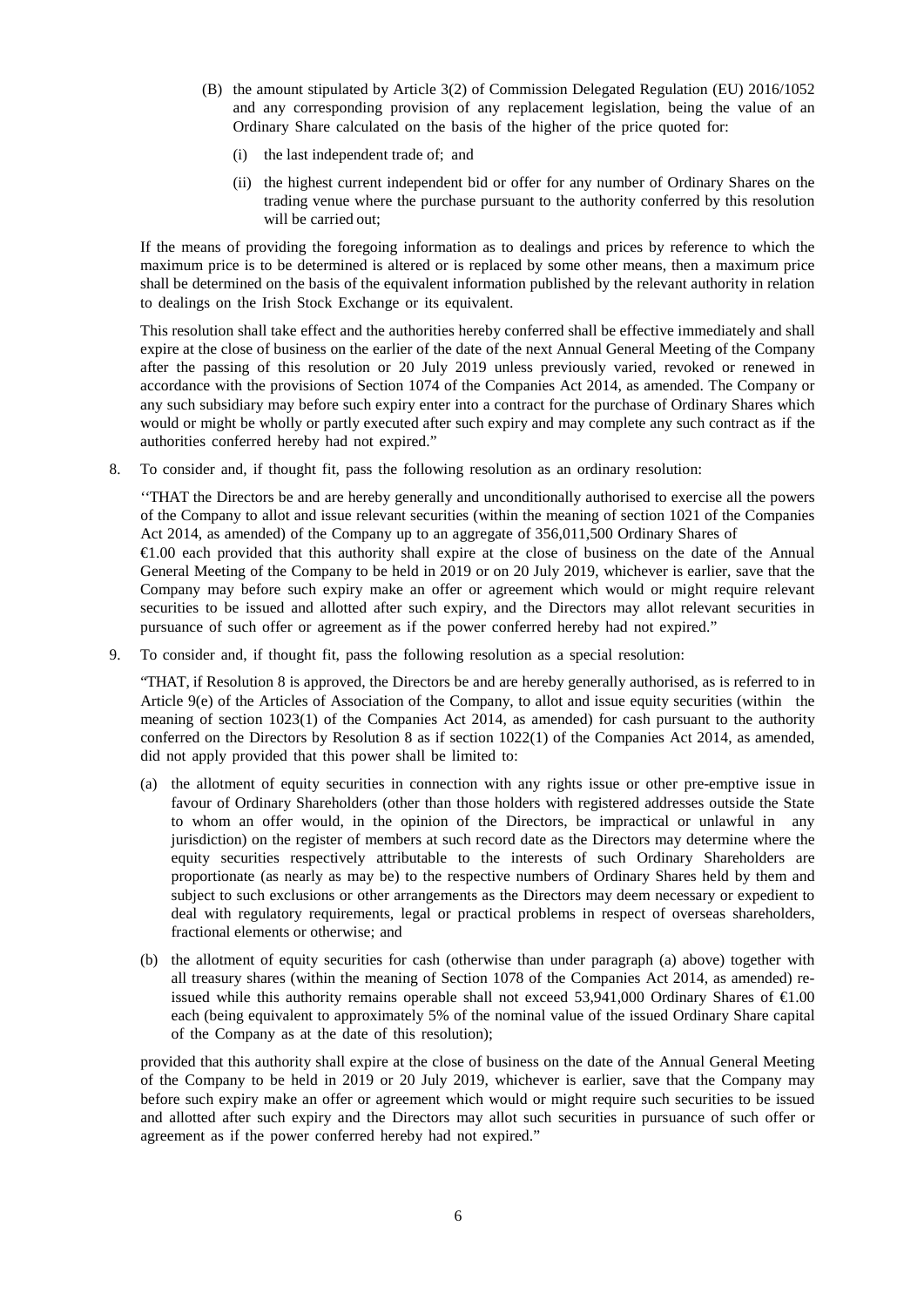(B) the amount stipulated by Article 3(2) of Commission Delegated Regulation (EU) 2016/1052 and any corresponding provision of any replacement legislation, being the value of an Ordinary Share calculated on the basis of the higher of the price quoted for:

   (i) the last independent trade of; and

   (ii) the highest current independent bid or offer for any number of Ordinary Shares on the trading venue where the purchase pursuant to the authority conferred by this resolution will be carried out;

If the means of providing the foregoing information as to dealings and prices by reference to which the maximum price is to be determined is altered or is replaced by some other means, then a maximum price shall be determined on the basis of the equivalent information published by the relevant authority in relation to dealings on the Irish Stock Exchange or its equivalent.

This resolution shall take effect and the authorities hereby conferred shall be effective immediately and shall expire at the close of business on the earlier of the date of the next Annual General Meeting of the Company after the passing of this resolution or 20 July 2019 unless previously varied, revoked or renewed in accordance with the provisions of Section 1074 of the Companies Act 2014, as amended. The Company or any such subsidiary may before such expiry enter into a contract for the purchase of Ordinary Shares which would or might be wholly or partly executed after such expiry and may complete any such contract as if the authorities conferred hereby had not expired."

8. To consider and, if thought fit, pass the following resolution as an ordinary resolution:

''THAT the Directors be and are hereby generally and unconditionally authorised to exercise all the powers of the Company to allot and issue relevant securities (within the meaning of section 1021 of the Companies Act 2014, as amended) of the Company up to an aggregate of 356,011,500 Ordinary Shares of €1.00 each provided that this authority shall expire at the close of business on the date of the Annual General Meeting of the Company to be held in 2019 or on 20 July 2019, whichever is earlier, save that the Company may before such expiry make an offer or agreement which would or might require relevant securities to be issued and allotted after such expiry, and the Directors may allot relevant securities in pursuance of such offer or agreement as if the power conferred hereby had not expired."

9. To consider and, if thought fit, pass the following resolution as a special resolution:

"THAT, if Resolution 8 is approved, the Directors be and are hereby generally authorised, as is referred to in Article 9(e) of the Articles of Association of the Company, to allot and issue equity securities (within the meaning of section 1023(1) of the Companies Act 2014, as amended) for cash pursuant to the authority conferred on the Directors by Resolution 8 as if section 1022(1) of the Companies Act 2014, as amended, did not apply provided that this power shall be limited to:

(a) the allotment of equity securities in connection with any rights issue or other pre-emptive issue in favour of Ordinary Shareholders (other than those holders with registered addresses outside the State to whom an offer would, in the opinion of the Directors, be impractical or unlawful in any jurisdiction) on the register of members at such record date as the Directors may determine where the equity securities respectively attributable to the interests of such Ordinary Shareholders are proportionate (as nearly as may be) to the respective numbers of Ordinary Shares held by them and subject to such exclusions or other arrangements as the Directors may deem necessary or expedient to deal with regulatory requirements, legal or practical problems in respect of overseas shareholders, fractional elements or otherwise; and

(b) the allotment of equity securities for cash (otherwise than under paragraph (a) above) together with all treasury shares (within the meaning of Section 1078 of the Companies Act 2014, as amended) re-issued while this authority remains operable shall not exceed 53,941,000 Ordinary Shares of €1.00 each (being equivalent to approximately 5% of the nominal value of the issued Ordinary Share capital of the Company as at the date of this resolution);

provided that this authority shall expire at the close of business on the date of the Annual General Meeting of the Company to be held in 2019 or 20 July 2019, whichever is earlier, save that the Company may before such expiry make an offer or agreement which would or might require such securities to be issued and allotted after such expiry and the Directors may allot such securities in pursuance of such offer or agreement as if the power conferred hereby had not expired."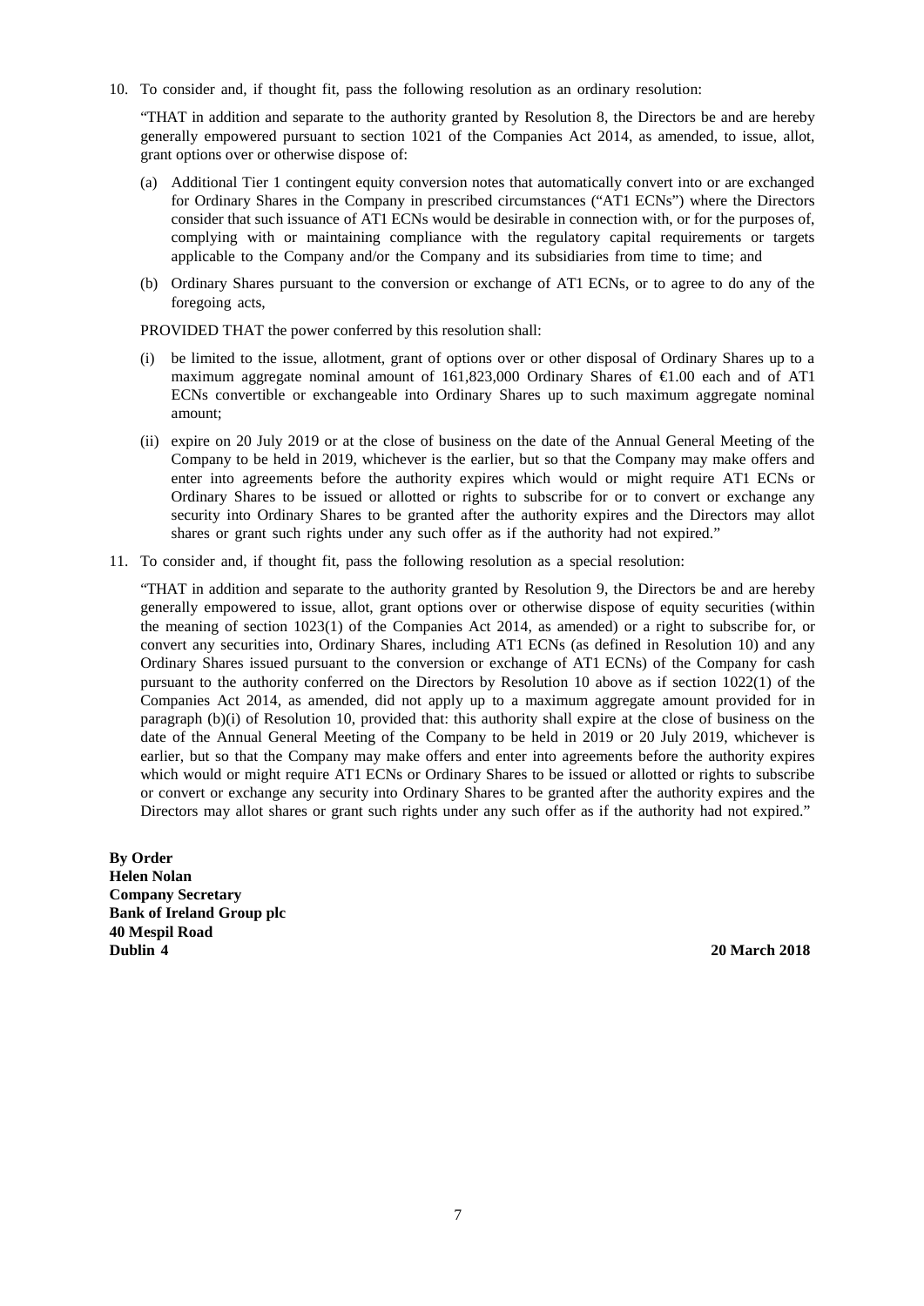10. To consider and, if thought fit, pass the following resolution as an ordinary resolution:

"THAT in addition and separate to the authority granted by Resolution 8, the Directors be and are hereby generally empowered pursuant to section 1021 of the Companies Act 2014, as amended, to issue, allot, grant options over or otherwise dispose of:

(a) Additional Tier 1 contingent equity conversion notes that automatically convert into or are exchanged for Ordinary Shares in the Company in prescribed circumstances ("AT1 ECNs") where the Directors consider that such issuance of AT1 ECNs would be desirable in connection with, or for the purposes of, complying with or maintaining compliance with the regulatory capital requirements or targets applicable to the Company and/or the Company and its subsidiaries from time to time; and

(b) Ordinary Shares pursuant to the conversion or exchange of AT1 ECNs, or to agree to do any of the foregoing acts,

PROVIDED THAT the power conferred by this resolution shall:

(i) be limited to the issue, allotment, grant of options over or other disposal of Ordinary Shares up to a maximum aggregate nominal amount of 161,823,000 Ordinary Shares of €1.00 each and of AT1 ECNs convertible or exchangeable into Ordinary Shares up to such maximum aggregate nominal amount;

(ii) expire on 20 July 2019 or at the close of business on the date of the Annual General Meeting of the Company to be held in 2019, whichever is the earlier, but so that the Company may make offers and enter into agreements before the authority expires which would or might require AT1 ECNs or Ordinary Shares to be issued or allotted or rights to subscribe for or to convert or exchange any security into Ordinary Shares to be granted after the authority expires and the Directors may allot shares or grant such rights under any such offer as if the authority had not expired."

11. To consider and, if thought fit, pass the following resolution as a special resolution:

"THAT in addition and separate to the authority granted by Resolution 9, the Directors be and are hereby generally empowered to issue, allot, grant options over or otherwise dispose of equity securities (within the meaning of section 1023(1) of the Companies Act 2014, as amended) or a right to subscribe for, or convert any securities into, Ordinary Shares, including AT1 ECNs (as defined in Resolution 10) and any Ordinary Shares issued pursuant to the conversion or exchange of AT1 ECNs) of the Company for cash pursuant to the authority conferred on the Directors by Resolution 10 above as if section 1022(1) of the Companies Act 2014, as amended, did not apply up to a maximum aggregate amount provided for in paragraph (b)(i) of Resolution 10, provided that: this authority shall expire at the close of business on the date of the Annual General Meeting of the Company to be held in 2019 or 20 July 2019, whichever is earlier, but so that the Company may make offers and enter into agreements before the authority expires which would or might require AT1 ECNs or Ordinary Shares to be issued or allotted or rights to subscribe or convert or exchange any security into Ordinary Shares to be granted after the authority expires and the Directors may allot shares or grant such rights under any such offer as if the authority had not expired."

**By Order**
**Helen Nolan**
**Company Secretary**
**Bank of Ireland Group plc**
**40 Mespil Road**
**Dublin 4**

**20 March 2018**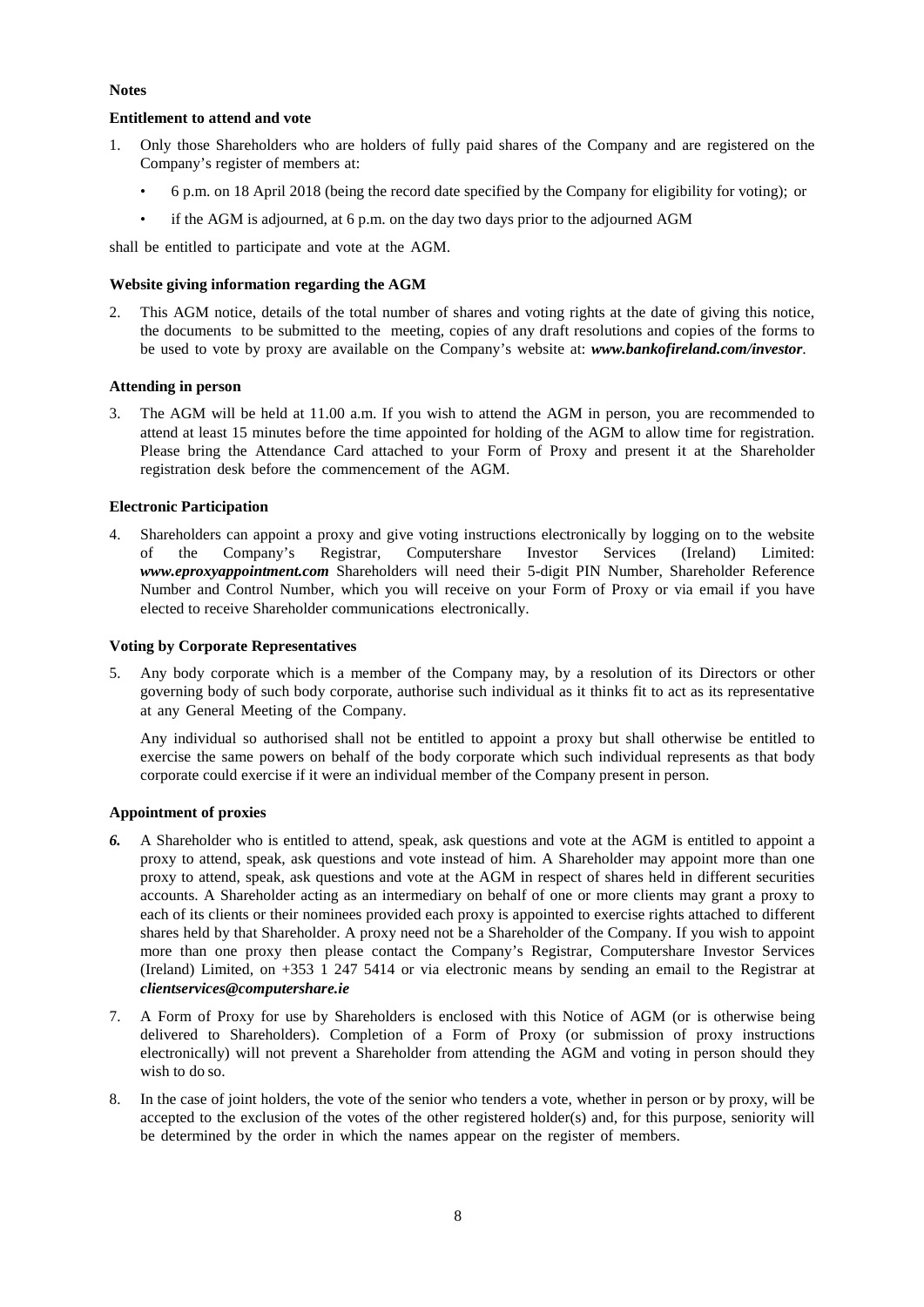**Notes**

**Entitlement to attend and vote**

1. Only those Shareholders who are holders of fully paid shares of the Company and are registered on the Company's register of members at:

   - 6 p.m. on 18 April 2018 (being the record date specified by the Company for eligibility for voting); or
   - if the AGM is adjourned, at 6 p.m. on the day two days prior to the adjourned AGM

shall be entitled to participate and vote at the AGM.

**Website giving information regarding the AGM**

2. This AGM notice, details of the total number of shares and voting rights at the date of giving this notice, the documents to be submitted to the meeting, copies of any draft resolutions and copies of the forms to be used to vote by proxy are available on the Company's website at: ***www.bankofireland.com/investor***.

**Attending in person**

3. The AGM will be held at 11.00 a.m. If you wish to attend the AGM in person, you are recommended to attend at least 15 minutes before the time appointed for holding of the AGM to allow time for registration. Please bring the Attendance Card attached to your Form of Proxy and present it at the Shareholder registration desk before the commencement of the AGM.

**Electronic Participation**

4. Shareholders can appoint a proxy and give voting instructions electronically by logging on to the website of the Company's Registrar, Computershare Investor Services (Ireland) Limited: ***www.eproxyappointment.com*** Shareholders will need their 5-digit PIN Number, Shareholder Reference Number and Control Number, which you will receive on your Form of Proxy or via email if you have elected to receive Shareholder communications electronically.

**Voting by Corporate Representatives**

5. Any body corporate which is a member of the Company may, by a resolution of its Directors or other governing body of such body corporate, authorise such individual as it thinks fit to act as its representative at any General Meeting of the Company.

   Any individual so authorised shall not be entitled to appoint a proxy but shall otherwise be entitled to exercise the same powers on behalf of the body corporate which such individual represents as that body corporate could exercise if it were an individual member of the Company present in person.

**Appointment of proxies**

6. A Shareholder who is entitled to attend, speak, ask questions and vote at the AGM is entitled to appoint a proxy to attend, speak, ask questions and vote instead of him. A Shareholder may appoint more than one proxy to attend, speak, ask questions and vote at the AGM in respect of shares held in different securities accounts. A Shareholder acting as an intermediary on behalf of one or more clients may grant a proxy to each of its clients or their nominees provided each proxy is appointed to exercise rights attached to different shares held by that Shareholder. A proxy need not be a Shareholder of the Company. If you wish to appoint more than one proxy then please contact the Company's Registrar, Computershare Investor Services (Ireland) Limited, on +353 1 247 5414 or via electronic means by sending an email to the Registrar at ***clientservices@computershare.ie***

7. A Form of Proxy for use by Shareholders is enclosed with this Notice of AGM (or is otherwise being delivered to Shareholders). Completion of a Form of Proxy (or submission of proxy instructions electronically) will not prevent a Shareholder from attending the AGM and voting in person should they wish to do so.

8. In the case of joint holders, the vote of the senior who tenders a vote, whether in person or by proxy, will be accepted to the exclusion of the votes of the other registered holder(s) and, for this purpose, seniority will be determined by the order in which the names appear on the register of members.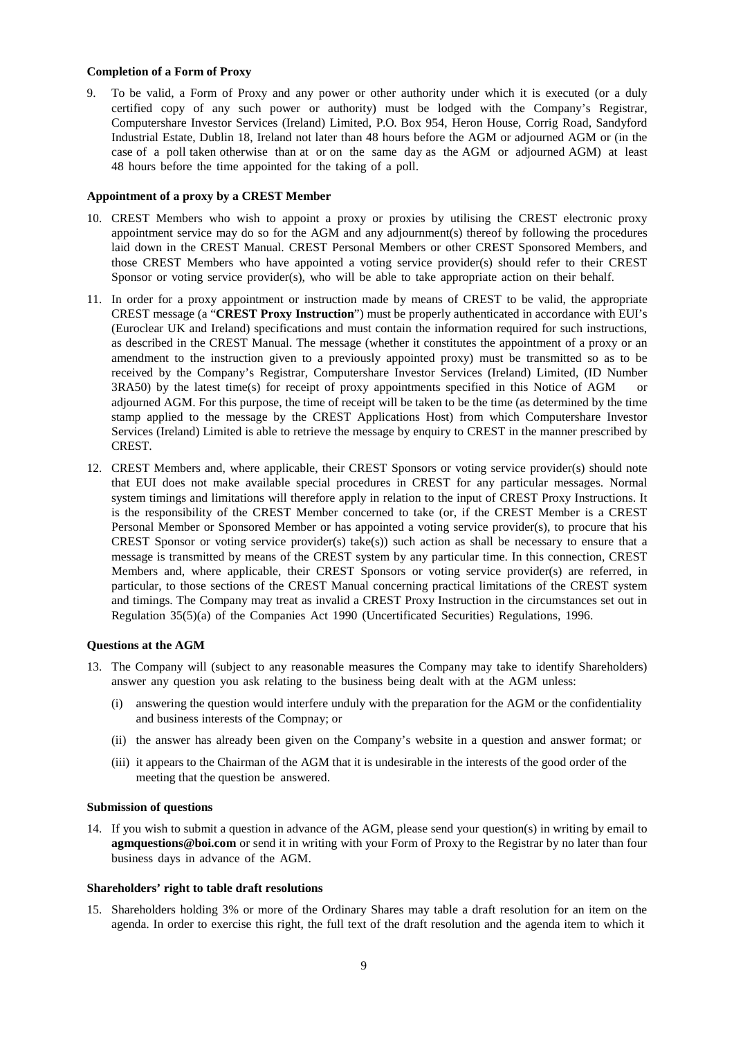**Completion of a Form of Proxy**

9. To be valid, a Form of Proxy and any power or other authority under which it is executed (or a duly certified copy of any such power or authority) must be lodged with the Company's Registrar, Computershare Investor Services (Ireland) Limited, P.O. Box 954, Heron House, Corrig Road, Sandyford Industrial Estate, Dublin 18, Ireland not later than 48 hours before the AGM or adjourned AGM or (in the case of a poll taken otherwise than at or on the same day as the AGM or adjourned AGM) at least 48 hours before the time appointed for the taking of a poll.

**Appointment of a proxy by a CREST Member**

10. CREST Members who wish to appoint a proxy or proxies by utilising the CREST electronic proxy appointment service may do so for the AGM and any adjournment(s) thereof by following the procedures laid down in the CREST Manual. CREST Personal Members or other CREST Sponsored Members, and those CREST Members who have appointed a voting service provider(s) should refer to their CREST Sponsor or voting service provider(s), who will be able to take appropriate action on their behalf.

11. In order for a proxy appointment or instruction made by means of CREST to be valid, the appropriate CREST message (a "**CREST Proxy Instruction**") must be properly authenticated in accordance with EUI's (Euroclear UK and Ireland) specifications and must contain the information required for such instructions, as described in the CREST Manual. The message (whether it constitutes the appointment of a proxy or an amendment to the instruction given to a previously appointed proxy) must be transmitted so as to be received by the Company's Registrar, Computershare Investor Services (Ireland) Limited, (ID Number 3RA50) by the latest time(s) for receipt of proxy appointments specified in this Notice of AGM or adjourned AGM. For this purpose, the time of receipt will be taken to be the time (as determined by the time stamp applied to the message by the CREST Applications Host) from which Computershare Investor Services (Ireland) Limited is able to retrieve the message by enquiry to CREST in the manner prescribed by CREST.

12. CREST Members and, where applicable, their CREST Sponsors or voting service provider(s) should note that EUI does not make available special procedures in CREST for any particular messages. Normal system timings and limitations will therefore apply in relation to the input of CREST Proxy Instructions. It is the responsibility of the CREST Member concerned to take (or, if the CREST Member is a CREST Personal Member or Sponsored Member or has appointed a voting service provider(s), to procure that his CREST Sponsor or voting service provider(s) take(s)) such action as shall be necessary to ensure that a message is transmitted by means of the CREST system by any particular time. In this connection, CREST Members and, where applicable, their CREST Sponsors or voting service provider(s) are referred, in particular, to those sections of the CREST Manual concerning practical limitations of the CREST system and timings. The Company may treat as invalid a CREST Proxy Instruction in the circumstances set out in Regulation 35(5)(a) of the Companies Act 1990 (Uncertificated Securities) Regulations, 1996.

**Questions at the AGM**

13. The Company will (subject to any reasonable measures the Company may take to identify Shareholders) answer any question you ask relating to the business being dealt with at the AGM unless:

    (i) answering the question would interfere unduly with the preparation for the AGM or the confidentiality and business interests of the Compnay; or

    (ii) the answer has already been given on the Company's website in a question and answer format; or

    (iii) it appears to the Chairman of the AGM that it is undesirable in the interests of the good order of the meeting that the question be answered.

**Submission of questions**

14. If you wish to submit a question in advance of the AGM, please send your question(s) in writing by email to **agmquestions@boi.com** or send it in writing with your Form of Proxy to the Registrar by no later than four business days in advance of the AGM.

**Shareholders' right to table draft resolutions**

15. Shareholders holding 3% or more of the Ordinary Shares may table a draft resolution for an item on the agenda. In order to exercise this right, the full text of the draft resolution and the agenda item to which it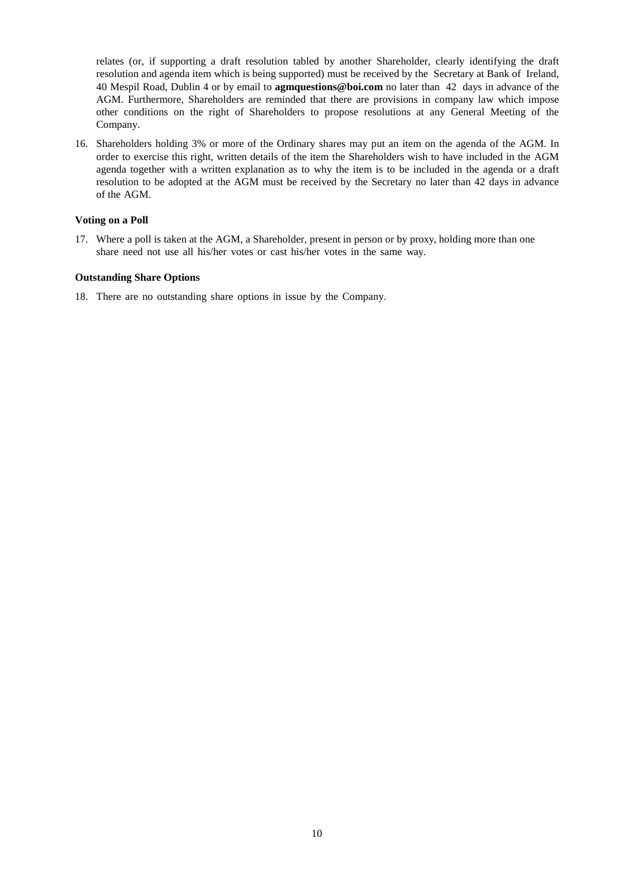relates (or, if supporting a draft resolution tabled by another Shareholder, clearly identifying the draft resolution and agenda item which is being supported) must be received by the Secretary at Bank of Ireland, 40 Mespil Road, Dublin 4 or by email to **agmquestions@boi.com** no later than 42 days in advance of the AGM. Furthermore, Shareholders are reminded that there are provisions in company law which impose other conditions on the right of Shareholders to propose resolutions at any General Meeting of the Company.

16. Shareholders holding 3% or more of the Ordinary shares may put an item on the agenda of the AGM. In order to exercise this right, written details of the item the Shareholders wish to have included in the AGM agenda together with a written explanation as to why the item is to be included in the agenda or a draft resolution to be adopted at the AGM must be received by the Secretary no later than 42 days in advance of the AGM.

**Voting on a Poll**

17. Where a poll is taken at the AGM, a Shareholder, present in person or by proxy, holding more than one share need not use all his/her votes or cast his/her votes in the same way.

**Outstanding Share Options**

18. There are no outstanding share options in issue by the Company.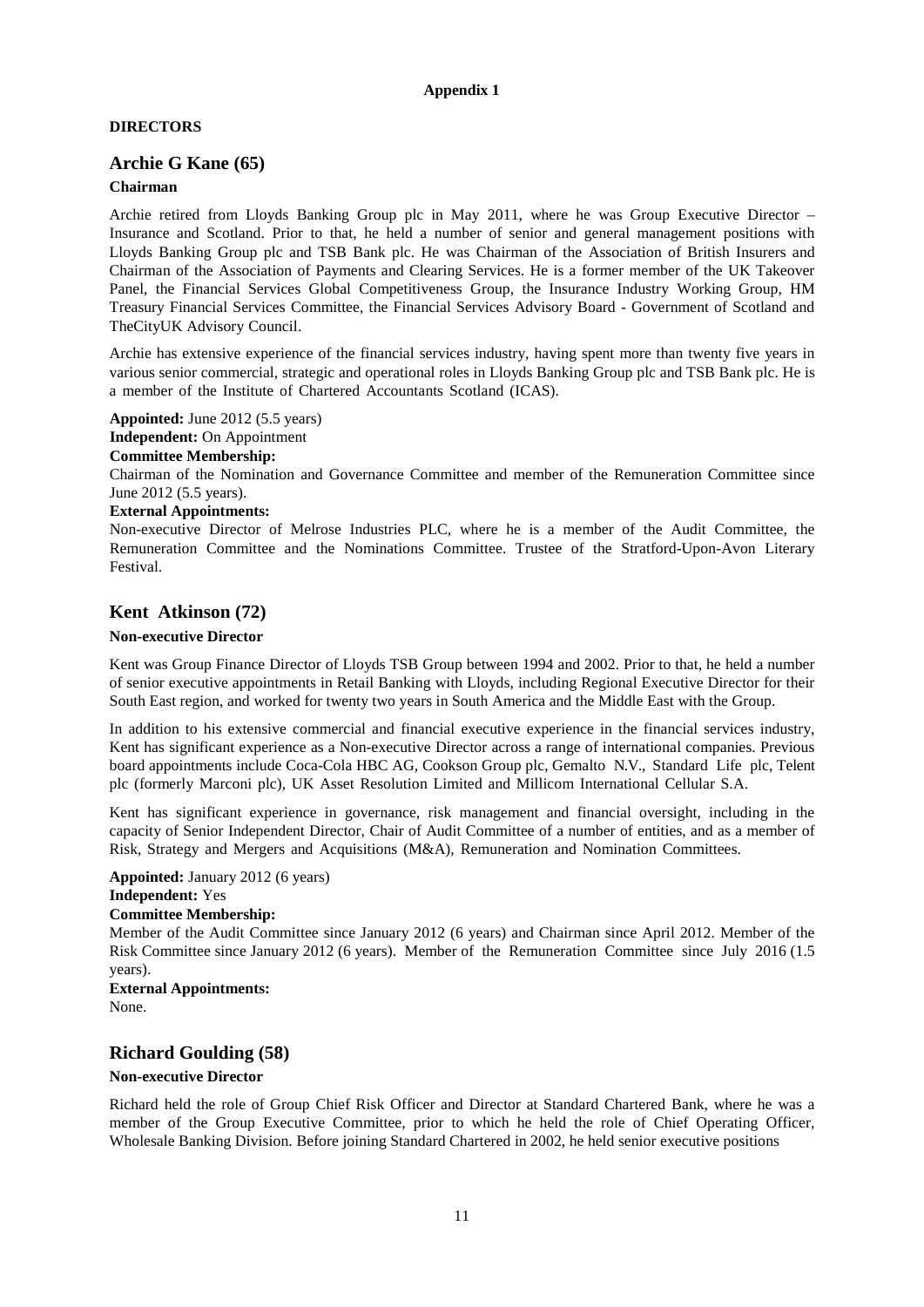**Appendix 1**

**DIRECTORS**

## Archie G Kane (65)

**Chairman**

Archie retired from Lloyds Banking Group plc in May 2011, where he was Group Executive Director – Insurance and Scotland. Prior to that, he held a number of senior and general management positions with Lloyds Banking Group plc and TSB Bank plc. He was Chairman of the Association of British Insurers and Chairman of the Association of Payments and Clearing Services. He is a former member of the UK Takeover Panel, the Financial Services Global Competitiveness Group, the Insurance Industry Working Group, HM Treasury Financial Services Committee, the Financial Services Advisory Board - Government of Scotland and TheCityUK Advisory Council.

Archie has extensive experience of the financial services industry, having spent more than twenty five years in various senior commercial, strategic and operational roles in Lloyds Banking Group plc and TSB Bank plc. He is a member of the Institute of Chartered Accountants Scotland (ICAS).

**Appointed:** June 2012 (5.5 years)
**Independent:** On Appointment
**Committee Membership:**
Chairman of the Nomination and Governance Committee and member of the Remuneration Committee since June 2012 (5.5 years).
**External Appointments:**
Non-executive Director of Melrose Industries PLC, where he is a member of the Audit Committee, the Remuneration Committee and the Nominations Committee. Trustee of the Stratford-Upon-Avon Literary Festival.

## Kent Atkinson (72)

**Non-executive Director**

Kent was Group Finance Director of Lloyds TSB Group between 1994 and 2002. Prior to that, he held a number of senior executive appointments in Retail Banking with Lloyds, including Regional Executive Director for their South East region, and worked for twenty two years in South America and the Middle East with the Group.

In addition to his extensive commercial and financial executive experience in the financial services industry, Kent has significant experience as a Non-executive Director across a range of international companies. Previous board appointments include Coca-Cola HBC AG, Cookson Group plc, Gemalto N.V., Standard Life plc, Telent plc (formerly Marconi plc), UK Asset Resolution Limited and Millicom International Cellular S.A.

Kent has significant experience in governance, risk management and financial oversight, including in the capacity of Senior Independent Director, Chair of Audit Committee of a number of entities, and as a member of Risk, Strategy and Mergers and Acquisitions (M&A), Remuneration and Nomination Committees.

**Appointed:** January 2012 (6 years)
**Independent:** Yes
**Committee Membership:**
Member of the Audit Committee since January 2012 (6 years) and Chairman since April 2012. Member of the Risk Committee since January 2012 (6 years). Member of the Remuneration Committee since July 2016 (1.5 years).
**External Appointments:**
None.

## Richard Goulding (58)

**Non-executive Director**

Richard held the role of Group Chief Risk Officer and Director at Standard Chartered Bank, where he was a member of the Group Executive Committee, prior to which he held the role of Chief Operating Officer, Wholesale Banking Division. Before joining Standard Chartered in 2002, he held senior executive positions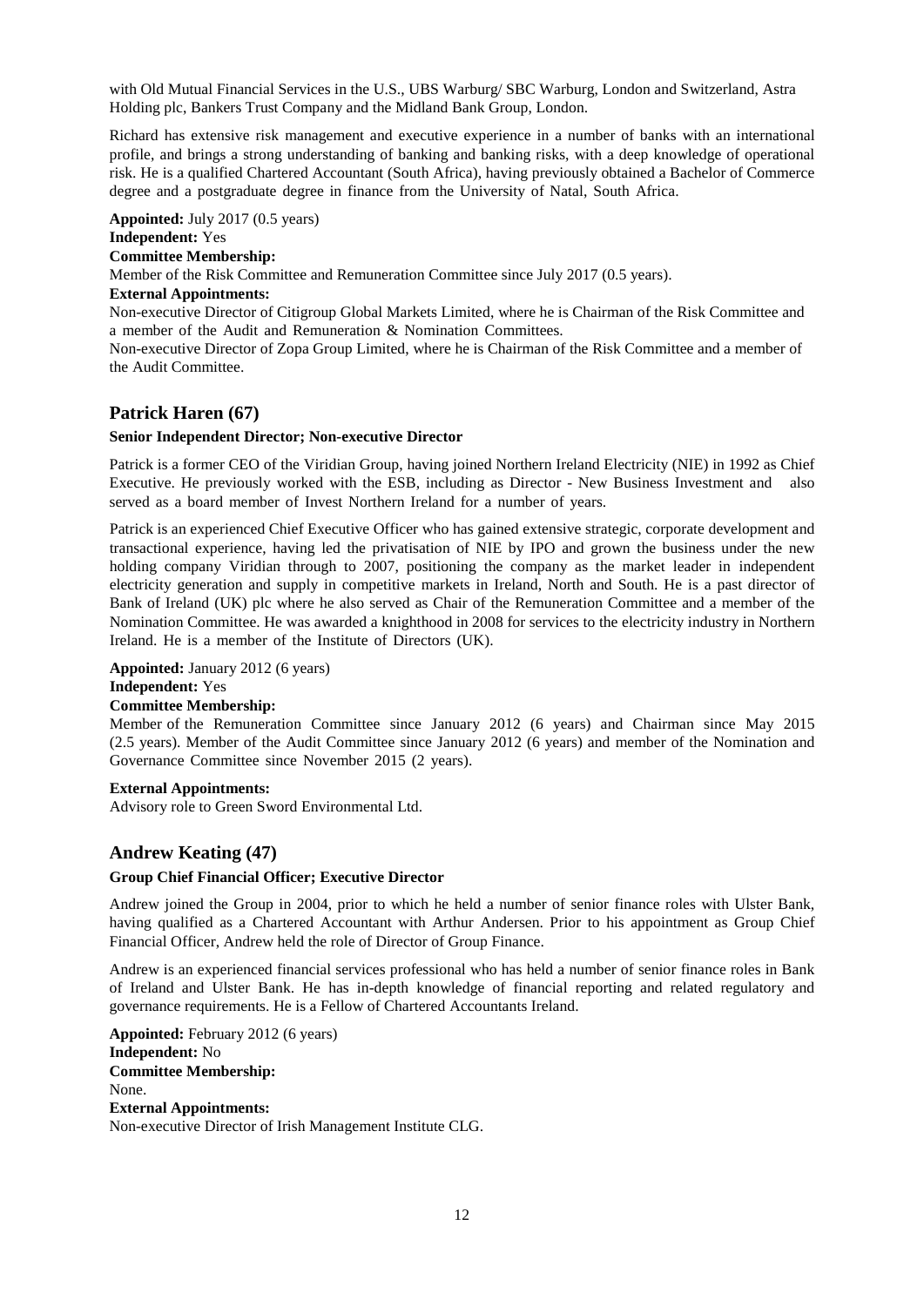with Old Mutual Financial Services in the U.S., UBS Warburg/ SBC Warburg, London and Switzerland, Astra Holding plc, Bankers Trust Company and the Midland Bank Group, London.

Richard has extensive risk management and executive experience in a number of banks with an international profile, and brings a strong understanding of banking and banking risks, with a deep knowledge of operational risk. He is a qualified Chartered Accountant (South Africa), having previously obtained a Bachelor of Commerce degree and a postgraduate degree in finance from the University of Natal, South Africa.

**Appointed:** July 2017 (0.5 years)
**Independent:** Yes
**Committee Membership:**
Member of the Risk Committee and Remuneration Committee since July 2017 (0.5 years).
**External Appointments:**
Non-executive Director of Citigroup Global Markets Limited, where he is Chairman of the Risk Committee and a member of the Audit and Remuneration & Nomination Committees.
Non-executive Director of Zopa Group Limited, where he is Chairman of the Risk Committee and a member of the Audit Committee.

## Patrick Haren (67)

**Senior Independent Director; Non-executive Director**

Patrick is a former CEO of the Viridian Group, having joined Northern Ireland Electricity (NIE) in 1992 as Chief Executive. He previously worked with the ESB, including as Director - New Business Investment and also served as a board member of Invest Northern Ireland for a number of years.

Patrick is an experienced Chief Executive Officer who has gained extensive strategic, corporate development and transactional experience, having led the privatisation of NIE by IPO and grown the business under the new holding company Viridian through to 2007, positioning the company as the market leader in independent electricity generation and supply in competitive markets in Ireland, North and South. He is a past director of Bank of Ireland (UK) plc where he also served as Chair of the Remuneration Committee and a member of the Nomination Committee. He was awarded a knighthood in 2008 for services to the electricity industry in Northern Ireland. He is a member of the Institute of Directors (UK).

**Appointed:** January 2012 (6 years)
**Independent:** Yes
**Committee Membership:**
Member of the Remuneration Committee since January 2012 (6 years) and Chairman since May 2015 (2.5 years). Member of the Audit Committee since January 2012 (6 years) and member of the Nomination and Governance Committee since November 2015 (2 years).

**External Appointments:**
Advisory role to Green Sword Environmental Ltd.

## Andrew Keating (47)

**Group Chief Financial Officer; Executive Director**

Andrew joined the Group in 2004, prior to which he held a number of senior finance roles with Ulster Bank, having qualified as a Chartered Accountant with Arthur Andersen. Prior to his appointment as Group Chief Financial Officer, Andrew held the role of Director of Group Finance.

Andrew is an experienced financial services professional who has held a number of senior finance roles in Bank of Ireland and Ulster Bank. He has in-depth knowledge of financial reporting and related regulatory and governance requirements. He is a Fellow of Chartered Accountants Ireland.

**Appointed:** February 2012 (6 years)
**Independent:** No
**Committee Membership:**
None.
**External Appointments:**
Non-executive Director of Irish Management Institute CLG.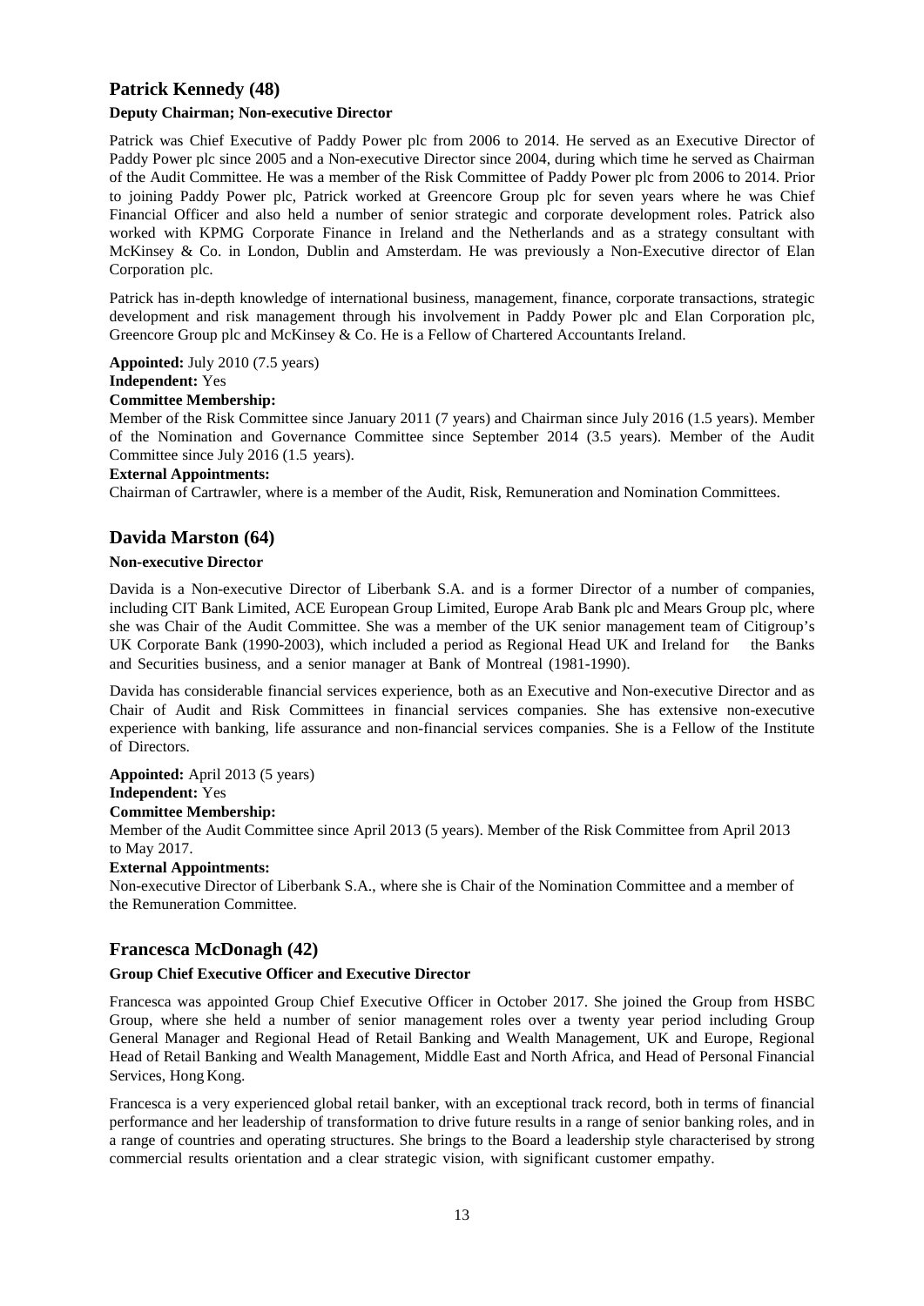## Patrick Kennedy (48)

**Deputy Chairman; Non-executive Director**

Patrick was Chief Executive of Paddy Power plc from 2006 to 2014. He served as an Executive Director of Paddy Power plc since 2005 and a Non-executive Director since 2004, during which time he served as Chairman of the Audit Committee. He was a member of the Risk Committee of Paddy Power plc from 2006 to 2014. Prior to joining Paddy Power plc, Patrick worked at Greencore Group plc for seven years where he was Chief Financial Officer and also held a number of senior strategic and corporate development roles. Patrick also worked with KPMG Corporate Finance in Ireland and the Netherlands and as a strategy consultant with McKinsey & Co. in London, Dublin and Amsterdam. He was previously a Non-Executive director of Elan Corporation plc.

Patrick has in-depth knowledge of international business, management, finance, corporate transactions, strategic development and risk management through his involvement in Paddy Power plc and Elan Corporation plc, Greencore Group plc and McKinsey & Co. He is a Fellow of Chartered Accountants Ireland.

**Appointed:** July 2010 (7.5 years)
**Independent:** Yes
**Committee Membership:**
Member of the Risk Committee since January 2011 (7 years) and Chairman since July 2016 (1.5 years). Member of the Nomination and Governance Committee since September 2014 (3.5 years). Member of the Audit Committee since July 2016 (1.5 years).
**External Appointments:**
Chairman of Cartrawler, where is a member of the Audit, Risk, Remuneration and Nomination Committees.

## Davida Marston (64)

**Non-executive Director**

Davida is a Non-executive Director of Liberbank S.A. and is a former Director of a number of companies, including CIT Bank Limited, ACE European Group Limited, Europe Arab Bank plc and Mears Group plc, where she was Chair of the Audit Committee. She was a member of the UK senior management team of Citigroup's UK Corporate Bank (1990-2003), which included a period as Regional Head UK and Ireland for the Banks and Securities business, and a senior manager at Bank of Montreal (1981-1990).

Davida has considerable financial services experience, both as an Executive and Non-executive Director and as Chair of Audit and Risk Committees in financial services companies. She has extensive non-executive experience with banking, life assurance and non-financial services companies. She is a Fellow of the Institute of Directors.

**Appointed:** April 2013 (5 years)
**Independent:** Yes
**Committee Membership:**
Member of the Audit Committee since April 2013 (5 years). Member of the Risk Committee from April 2013 to May 2017.
**External Appointments:**
Non-executive Director of Liberbank S.A., where she is Chair of the Nomination Committee and a member of the Remuneration Committee.

## Francesca McDonagh (42)

**Group Chief Executive Officer and Executive Director**

Francesca was appointed Group Chief Executive Officer in October 2017. She joined the Group from HSBC Group, where she held a number of senior management roles over a twenty year period including Group General Manager and Regional Head of Retail Banking and Wealth Management, UK and Europe, Regional Head of Retail Banking and Wealth Management, Middle East and North Africa, and Head of Personal Financial Services, Hong Kong.

Francesca is a very experienced global retail banker, with an exceptional track record, both in terms of financial performance and her leadership of transformation to drive future results in a range of senior banking roles, and in a range of countries and operating structures. She brings to the Board a leadership style characterised by strong commercial results orientation and a clear strategic vision, with significant customer empathy.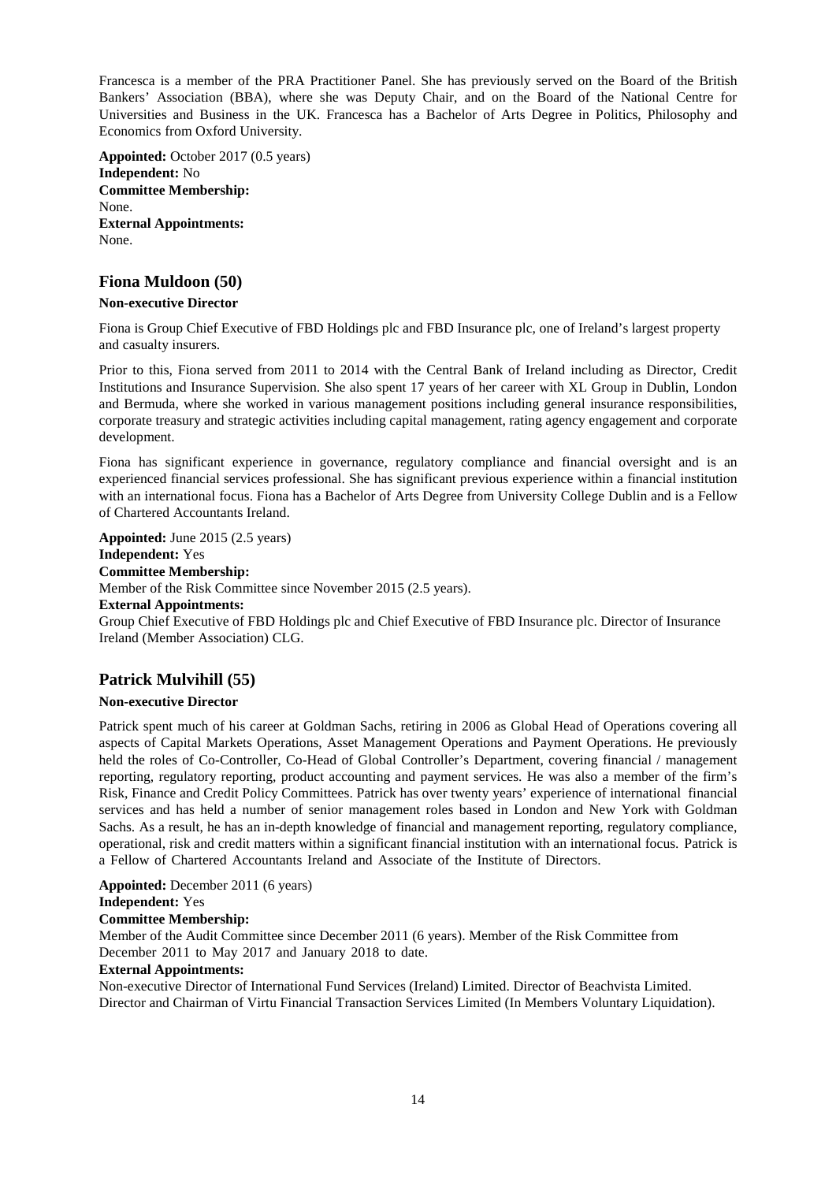Francesca is a member of the PRA Practitioner Panel. She has previously served on the Board of the British Bankers' Association (BBA), where she was Deputy Chair, and on the Board of the National Centre for Universities and Business in the UK. Francesca has a Bachelor of Arts Degree in Politics, Philosophy and Economics from Oxford University.

**Appointed:** October 2017 (0.5 years)
**Independent:** No
**Committee Membership:**
None.
**External Appointments:**
None.

## Fiona Muldoon (50)

**Non-executive Director**

Fiona is Group Chief Executive of FBD Holdings plc and FBD Insurance plc, one of Ireland's largest property and casualty insurers.

Prior to this, Fiona served from 2011 to 2014 with the Central Bank of Ireland including as Director, Credit Institutions and Insurance Supervision. She also spent 17 years of her career with XL Group in Dublin, London and Bermuda, where she worked in various management positions including general insurance responsibilities, corporate treasury and strategic activities including capital management, rating agency engagement and corporate development.

Fiona has significant experience in governance, regulatory compliance and financial oversight and is an experienced financial services professional. She has significant previous experience within a financial institution with an international focus. Fiona has a Bachelor of Arts Degree from University College Dublin and is a Fellow of Chartered Accountants Ireland.

**Appointed:** June 2015 (2.5 years)
**Independent:** Yes
**Committee Membership:**
Member of the Risk Committee since November 2015 (2.5 years).
**External Appointments:**
Group Chief Executive of FBD Holdings plc and Chief Executive of FBD Insurance plc. Director of Insurance Ireland (Member Association) CLG.

## Patrick Mulvihill (55)

**Non-executive Director**

Patrick spent much of his career at Goldman Sachs, retiring in 2006 as Global Head of Operations covering all aspects of Capital Markets Operations, Asset Management Operations and Payment Operations. He previously held the roles of Co-Controller, Co-Head of Global Controller's Department, covering financial / management reporting, regulatory reporting, product accounting and payment services. He was also a member of the firm's Risk, Finance and Credit Policy Committees. Patrick has over twenty years' experience of international financial services and has held a number of senior management roles based in London and New York with Goldman Sachs. As a result, he has an in-depth knowledge of financial and management reporting, regulatory compliance, operational, risk and credit matters within a significant financial institution with an international focus. Patrick is a Fellow of Chartered Accountants Ireland and Associate of the Institute of Directors.

**Appointed:** December 2011 (6 years)
**Independent:** Yes
**Committee Membership:**
Member of the Audit Committee since December 2011 (6 years). Member of the Risk Committee from December 2011 to May 2017 and January 2018 to date.
**External Appointments:**
Non-executive Director of International Fund Services (Ireland) Limited. Director of Beachvista Limited. Director and Chairman of Virtu Financial Transaction Services Limited (In Members Voluntary Liquidation).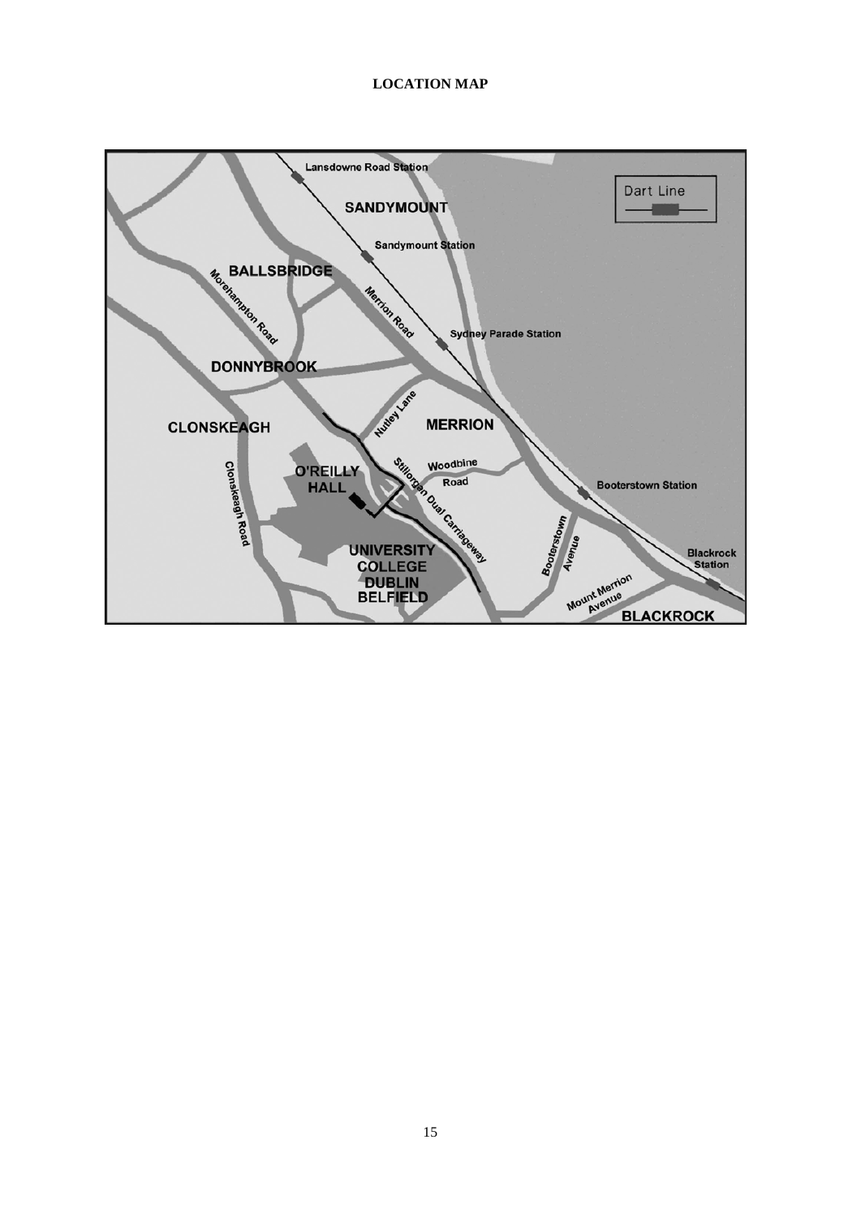**LOCATION MAP**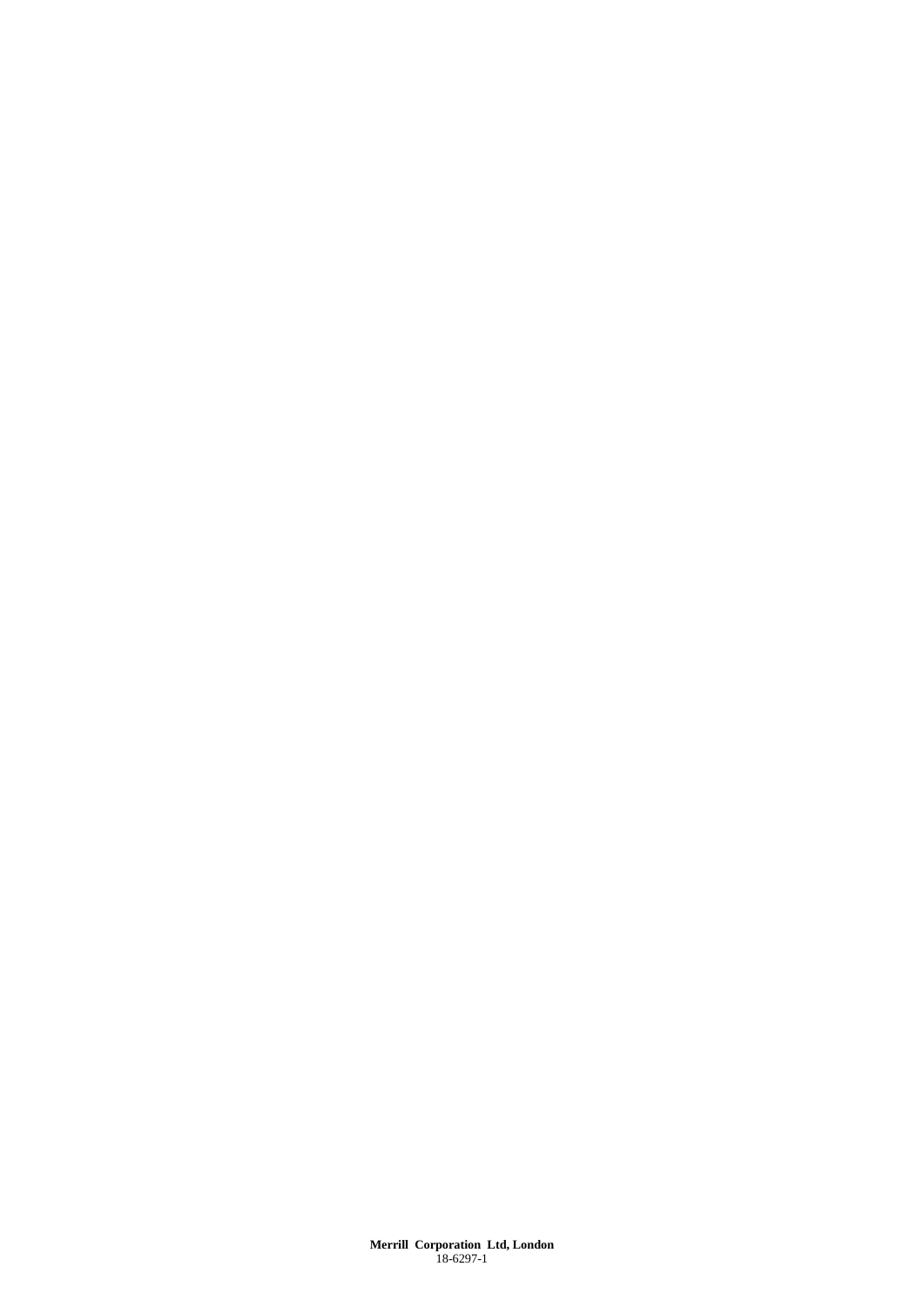**Merrill Corporation Ltd, London**
18-6297-1